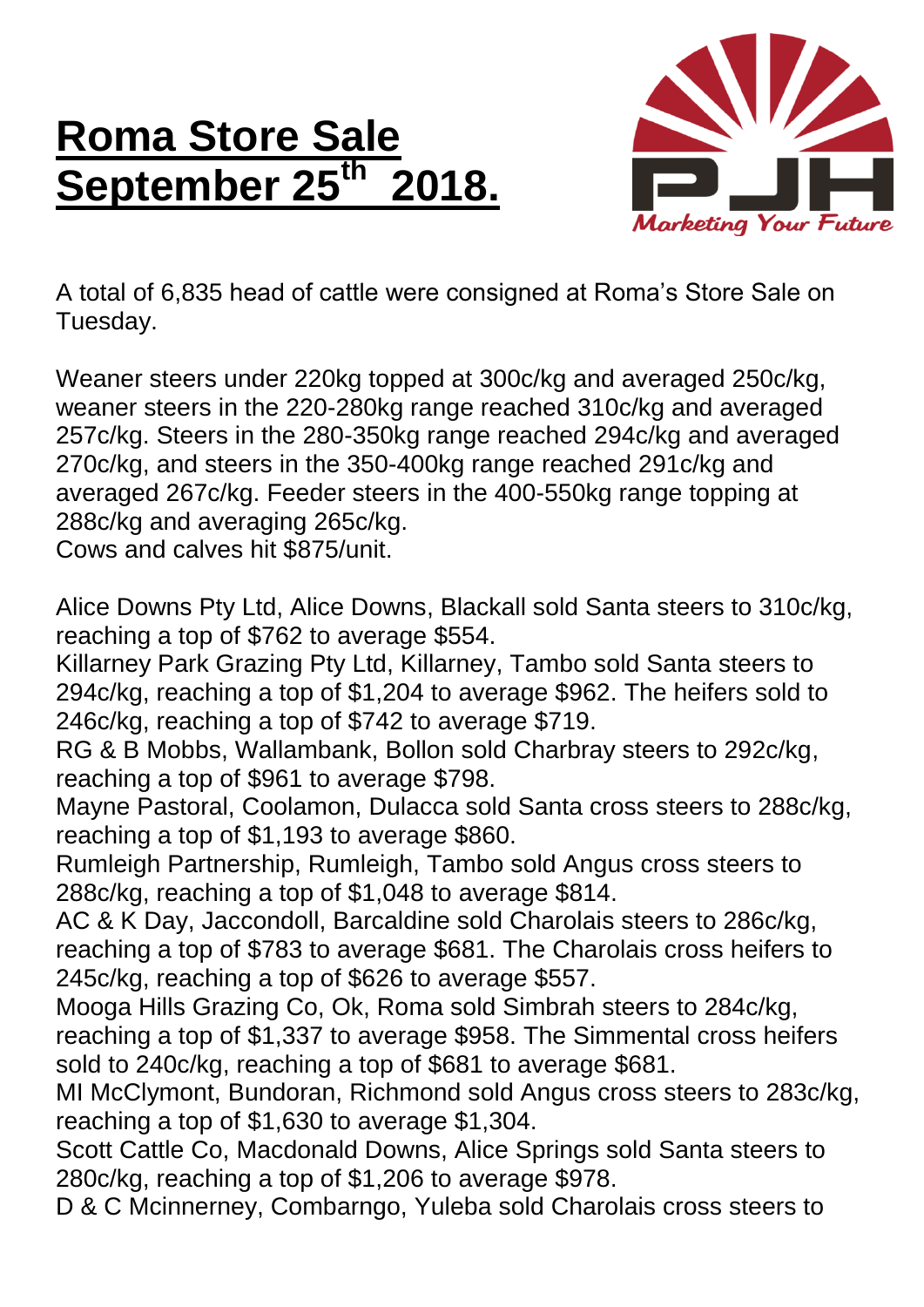# Roma Store Sale September 25th 2018.

A total of 6,835 head of cattle were consigned at Roma's Store Sale on Tuesday.

Weaner steers under 220kg topped at 300c/kg and averaged 250c/kg, weaner steers in the 220-280kg range reached 310c/kg and averaged 257c/kg. Steers in the 280-350kg range reached 294c/kg and averaged 270c/kg, and steers in the 350-400kg range reached 291c/kg and averaged 267c/kg. Feeder steers in the 400-550kg range topping at 288c/kg and averaging 265c/kg.
Cows and calves hit $875/unit.

Alice Downs Pty Ltd, Alice Downs, Blackall sold Santa steers to 310c/kg, reaching a top of $762 to average $554.
Killarney Park Grazing Pty Ltd, Killarney, Tambo sold Santa steers to 294c/kg, reaching a top of $1,204 to average $962. The heifers sold to 246c/kg, reaching a top of $742 to average $719.
RG & B Mobbs, Wallambank, Bollon sold Charbray steers to 292c/kg, reaching a top of $961 to average $798.
Mayne Pastoral, Coolamon, Dulacca sold Santa cross steers to 288c/kg, reaching a top of $1,193 to average $860.
Rumleigh Partnership, Rumleigh, Tambo sold Angus cross steers to 288c/kg, reaching a top of $1,048 to average $814.
AC & K Day, Jaccondoll, Barcaldine sold Charolais steers to 286c/kg, reaching a top of $783 to average $681. The Charolais cross heifers to 245c/kg, reaching a top of $626 to average $557.
Mooga Hills Grazing Co, Ok, Roma sold Simbrah steers to 284c/kg, reaching a top of $1,337 to average $958. The Simmental cross heifers sold to 240c/kg, reaching a top of $681 to average $681.
MI McClymont, Bundoran, Richmond sold Angus cross steers to 283c/kg, reaching a top of $1,630 to average $1,304.
Scott Cattle Co, Macdonald Downs, Alice Springs sold Santa steers to 280c/kg, reaching a top of $1,206 to average $978.
D & C Mcinnerney, Combarngo, Yuleba sold Charolais cross steers to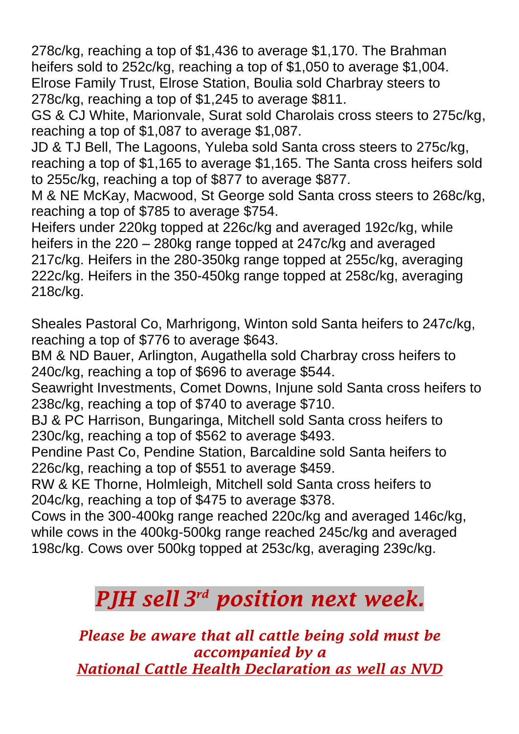278c/kg, reaching a top of $1,436 to average $1,170. The Brahman heifers sold to 252c/kg, reaching a top of $1,050 to average $1,004.
Elrose Family Trust, Elrose Station, Boulia sold Charbray steers to 278c/kg, reaching a top of $1,245 to average $811.
GS & CJ White, Marionvale, Surat sold Charolais cross steers to 275c/kg, reaching a top of $1,087 to average $1,087.
JD & TJ Bell, The Lagoons, Yuleba sold Santa cross steers to 275c/kg, reaching a top of $1,165 to average $1,165. The Santa cross heifers sold to 255c/kg, reaching a top of $877 to average $877.
M & NE McKay, Macwood, St George sold Santa cross steers to 268c/kg, reaching a top of $785 to average $754.
Heifers under 220kg topped at 226c/kg and averaged 192c/kg, while heifers in the 220 – 280kg range topped at 247c/kg and averaged 217c/kg. Heifers in the 280-350kg range topped at 255c/kg, averaging 222c/kg. Heifers in the 350-450kg range topped at 258c/kg, averaging 218c/kg.

Sheales Pastoral Co, Marhrigong, Winton sold Santa heifers to 247c/kg, reaching a top of $776 to average $643.
BM & ND Bauer, Arlington, Augathella sold Charbray cross heifers to 240c/kg, reaching a top of $696 to average $544.
Seawright Investments, Comet Downs, Injune sold Santa cross heifers to 238c/kg, reaching a top of $740 to average $710.
BJ & PC Harrison, Bungaringa, Mitchell sold Santa cross heifers to 230c/kg, reaching a top of $562 to average $493.
Pendine Past Co, Pendine Station, Barcaldine sold Santa heifers to 226c/kg, reaching a top of $551 to average $459.
RW & KE Thorne, Holmleigh, Mitchell sold Santa cross heifers to 204c/kg, reaching a top of $475 to average $378.
Cows in the 300-400kg range reached 220c/kg and averaged 146c/kg, while cows in the 400kg-500kg range reached 245c/kg and averaged 198c/kg. Cows over 500kg topped at 253c/kg, averaging 239c/kg.

# *PJH sell 3rd position next week.*

***Please be aware that all cattle being sold must be accompanied by a National Cattle Health Declaration as well as NVD***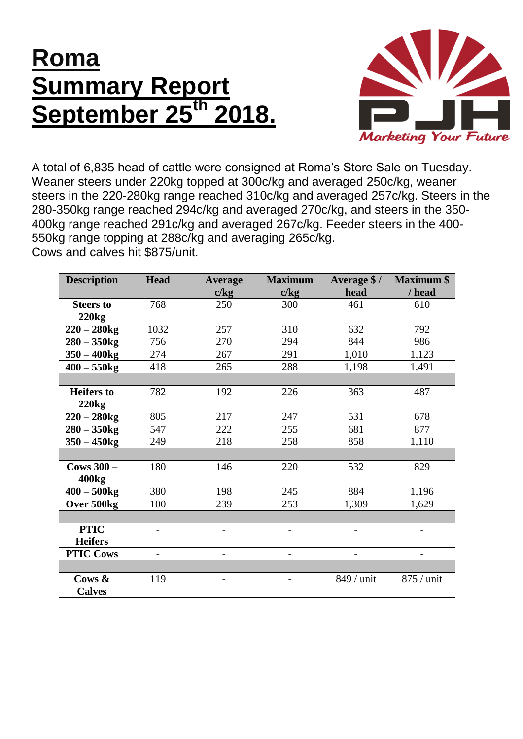# Roma Summary Report September 25th 2018.

Marketing Your Future

A total of 6,835 head of cattle were consigned at Roma's Store Sale on Tuesday. Weaner steers under 220kg topped at 300c/kg and averaged 250c/kg, weaner steers in the 220-280kg range reached 310c/kg and averaged 257c/kg. Steers in the 280-350kg range reached 294c/kg and averaged 270c/kg, and steers in the 350-400kg range reached 291c/kg and averaged 267c/kg. Feeder steers in the 400-550kg range topping at 288c/kg and averaging 265c/kg.
Cows and calves hit $875/unit.

| Description | Head | Average c/kg | Maximum c/kg | Average $ / head | Maximum $ / head |
|---|---|---|---|---|---|
| **Steers to 220kg** | 768 | 250 | 300 | 461 | 610 |
| **220 – 280kg** | 1032 | 257 | 310 | 632 | 792 |
| **280 – 350kg** | 756 | 270 | 294 | 844 | 986 |
| **350 – 400kg** | 274 | 267 | 291 | 1,010 | 1,123 |
| **400 – 550kg** | 418 | 265 | 288 | 1,198 | 1,491 |
| | | | | | |
| **Heifers to 220kg** | 782 | 192 | 226 | 363 | 487 |
| **220 – 280kg** | 805 | 217 | 247 | 531 | 678 |
| **280 – 350kg** | 547 | 222 | 255 | 681 | 877 |
| **350 – 450kg** | 249 | 218 | 258 | 858 | 1,110 |
| | | | | | |
| **Cows 300 – 400kg** | 180 | 146 | 220 | 532 | 829 |
| **400 – 500kg** | 380 | 198 | 245 | 884 | 1,196 |
| **Over 500kg** | 100 | 239 | 253 | 1,309 | 1,629 |
| | | | | | |
| **PTIC Heifers** | - | - | - | - | - |
| **PTIC Cows** | - | - | - | - | - |
| | | | | | |
| **Cows & Calves** | 119 | - | - | 849 / unit | 875 / unit |